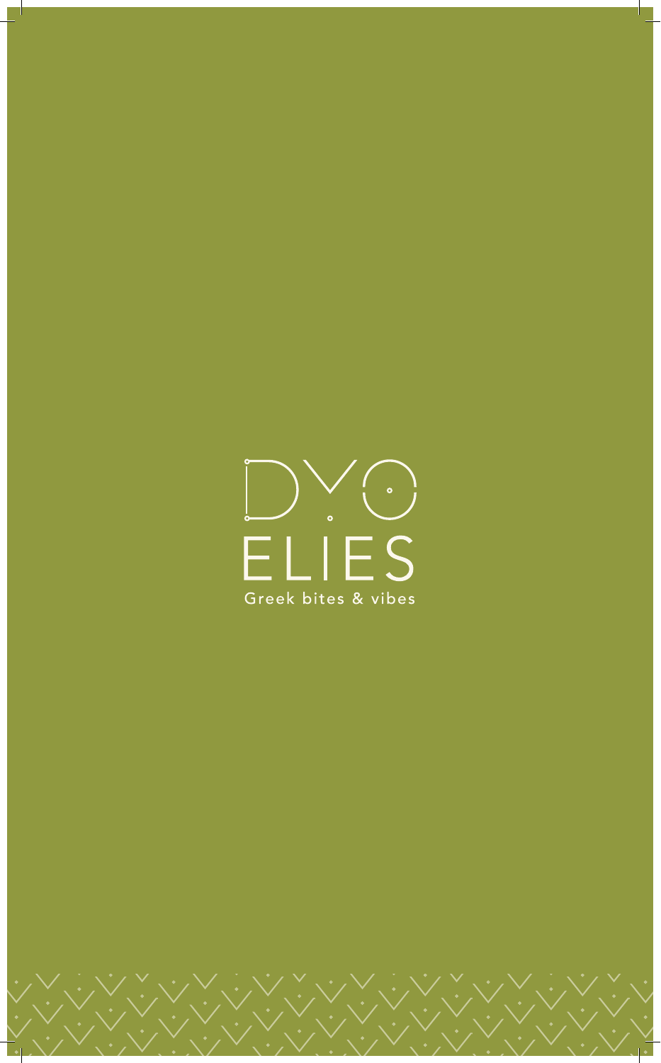# DYO ELIES

Greek bites & vibes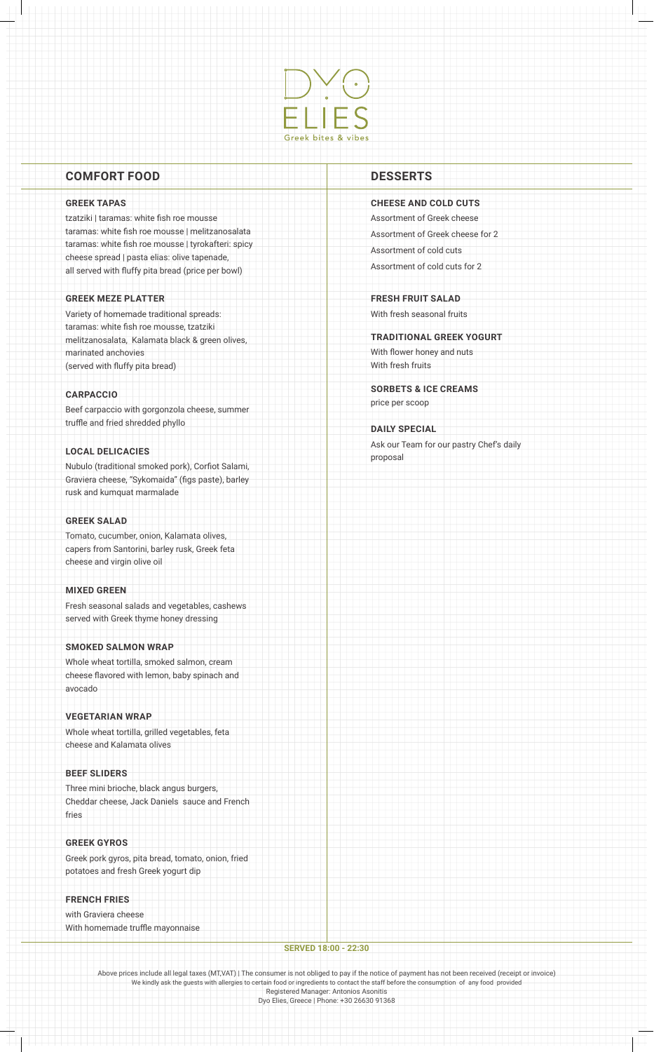# DYO ELIES

Greek bites & vibes

## COMFORT FOOD

### GREEK TAPAS

tzatziki | taramas: white fish roe mousse
taramas: white fish roe mousse | melitzanosalata
taramas: white fish roe mousse | tyrokafteri: spicy cheese spread | pasta elias: olive tapenade,
all served with fluffy pita bread (price per bowl)

### GREEK MEZE PLATTER

Variety of homemade traditional spreads: taramas: white fish roe mousse, tzatziki melitzanosalata, Kalamata black & green olives, marinated anchovies
(served with fluffy pita bread)

### CARPACCIO

Beef carpaccio with gorgonzola cheese, summer truffle and fried shredded phyllo

### LOCAL DELICACIES

Nubulo (traditional smoked pork), Corfiot Salami, Graviera cheese, "Sykomaida" (figs paste), barley rusk and kumquat marmalade

### GREEK SALAD

Tomato, cucumber, onion, Kalamata olives, capers from Santorini, barley rusk, Greek feta cheese and virgin olive oil

### MIXED GREEN

Fresh seasonal salads and vegetables, cashews served with Greek thyme honey dressing

### SMOKED SALMON WRAP

Whole wheat tortilla, smoked salmon, cream cheese flavored with lemon, baby spinach and avocado

### VEGETARIAN WRAP

Whole wheat tortilla, grilled vegetables, feta cheese and Kalamata olives

### BEEF SLIDERS

Three mini brioche, black angus burgers, Cheddar cheese, Jack Daniels sauce and French fries

### GREEK GYROS

Greek pork gyros, pita bread, tomato, onion, fried potatoes and fresh Greek yogurt dip

### FRENCH FRIES

with Graviera cheese
With homemade truffle mayonnaise

## DESSERTS

### CHEESE AND COLD CUTS

Assortment of Greek cheese
Assortment of Greek cheese for 2
Assortment of cold cuts
Assortment of cold cuts for 2

### FRESH FRUIT SALAD

With fresh seasonal fruits

### TRADITIONAL GREEK YOGURT

With flower honey and nuts
With fresh fruits

### SORBETS & ICE CREAMS

price per scoop

### DAILY SPECIAL

Ask our Team for our pastry Chef's daily proposal

**SERVED 18:00 - 22:30**

Above prices include all legal taxes (MT,VAT) | The consumer is not obliged to pay if the notice of payment has not been received (receipt or invoice)
We kindly ask the guests with allergies to certain food or ingredients to contact the staff before the consumption of any food provided
Registered Manager: Antonios Asonitis
Dyo Elies, Greece | Phone: +30 26630 91368